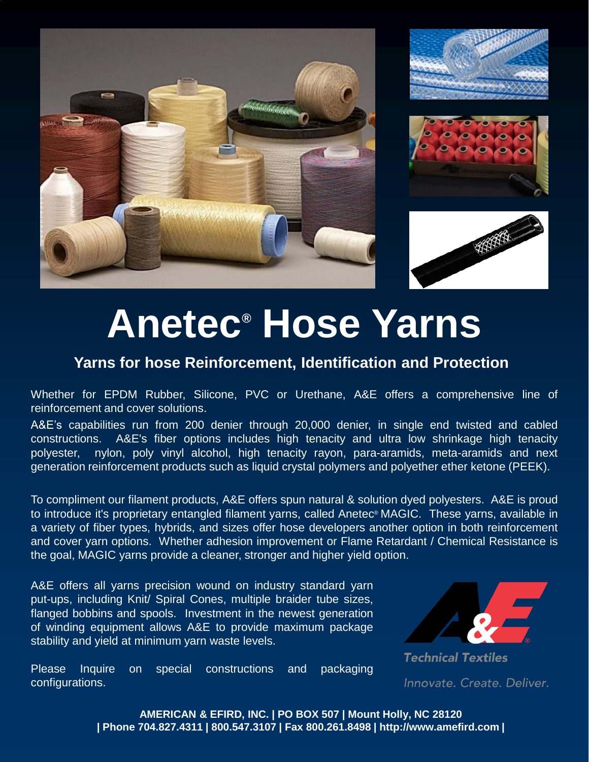# Anetec® Hose Yarns

## Yarns for hose Reinforcement, Identification and Protection

Whether for EPDM Rubber, Silicone, PVC or Urethane, A&E offers a comprehensive line of reinforcement and cover solutions.

A&E's capabilities run from 200 denier through 20,000 denier, in single end twisted and cabled constructions. A&E's fiber options includes high tenacity and ultra low shrinkage high tenacity polyester, nylon, poly vinyl alcohol, high tenacity rayon, para-aramids, meta-aramids and next generation reinforcement products such as liquid crystal polymers and polyether ether ketone (PEEK).

To compliment our filament products, A&E offers spun natural & solution dyed polyesters. A&E is proud to introduce it's proprietary entangled filament yarns, called Anetec® MAGIC. These yarns, available in a variety of fiber types, hybrids, and sizes offer hose developers another option in both reinforcement and cover yarn options. Whether adhesion improvement or Flame Retardant / Chemical Resistance is the goal, MAGIC yarns provide a cleaner, stronger and higher yield option.

A&E offers all yarns precision wound on industry standard yarn put-ups, including Knit/ Spiral Cones, multiple braider tube sizes, flanged bobbins and spools. Investment in the newest generation of winding equipment allows A&E to provide maximum package stability and yield at minimum yarn waste levels.

Please Inquire on special constructions and packaging configurations.

A&E®

Technical Textiles

*Innovate. Create. Deliver.*

**AMERICAN & EFIRD, INC. | PO BOX 507 | Mount Holly, NC 28120 | Phone 704.827.4311 | 800.547.3107 | Fax 800.261.8498 | http://www.amefird.com |**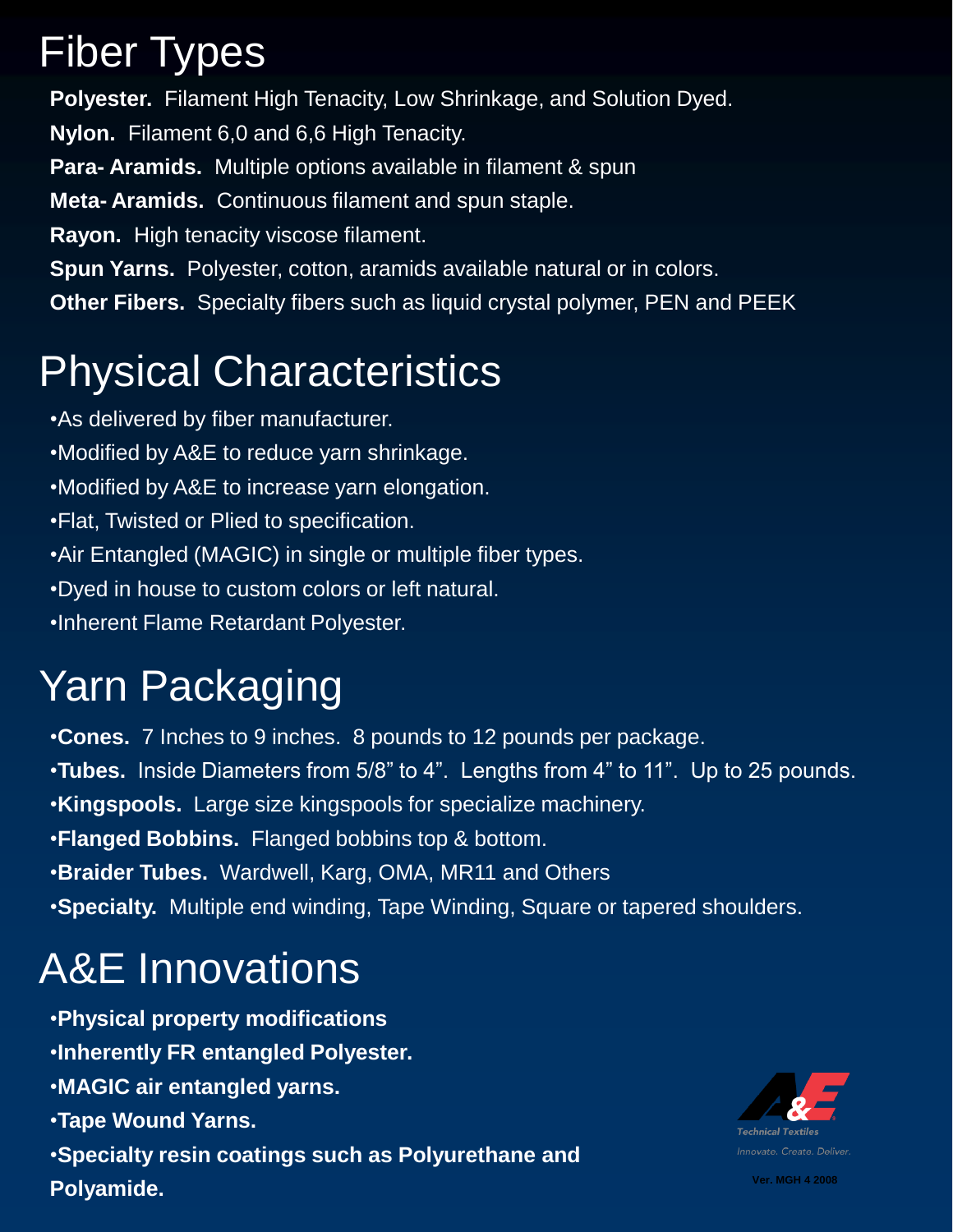# Fiber Types

**Polyester.** Filament High Tenacity, Low Shrinkage, and Solution Dyed.

**Nylon.** Filament 6,0 and 6,6 High Tenacity.

**Para- Aramids.** Multiple options available in filament & spun

**Meta- Aramids.** Continuous filament and spun staple.

**Rayon.** High tenacity viscose filament.

**Spun Yarns.** Polyester, cotton, aramids available natural or in colors.

**Other Fibers.** Specialty fibers such as liquid crystal polymer, PEN and PEEK

# Physical Characteristics

- As delivered by fiber manufacturer.
- Modified by A&E to reduce yarn shrinkage.
- Modified by A&E to increase yarn elongation.
- Flat, Twisted or Plied to specification.
- Air Entangled (MAGIC) in single or multiple fiber types.
- Dyed in house to custom colors or left natural.
- Inherent Flame Retardant Polyester.

# Yarn Packaging

- **Cones.** 7 Inches to 9 inches. 8 pounds to 12 pounds per package.
- **Tubes.** Inside Diameters from 5/8" to 4". Lengths from 4" to 11". Up to 25 pounds.
- **Kingspools.** Large size kingspools for specialize machinery.
- **Flanged Bobbins.** Flanged bobbins top & bottom.
- **Braider Tubes.** Wardwell, Karg, OMA, MR11 and Others
- **Specialty.** Multiple end winding, Tape Winding, Square or tapered shoulders.

# A&E Innovations

- **Physical property modifications**
- **Inherently FR entangled Polyester.**
- **MAGIC air entangled yarns.**
- **Tape Wound Yarns.**
- **Specialty resin coatings such as Polyurethane and Polyamide.**

A&E Technical Textiles

*Innovate. Create. Deliver.*

Ver. MGH 4 2008